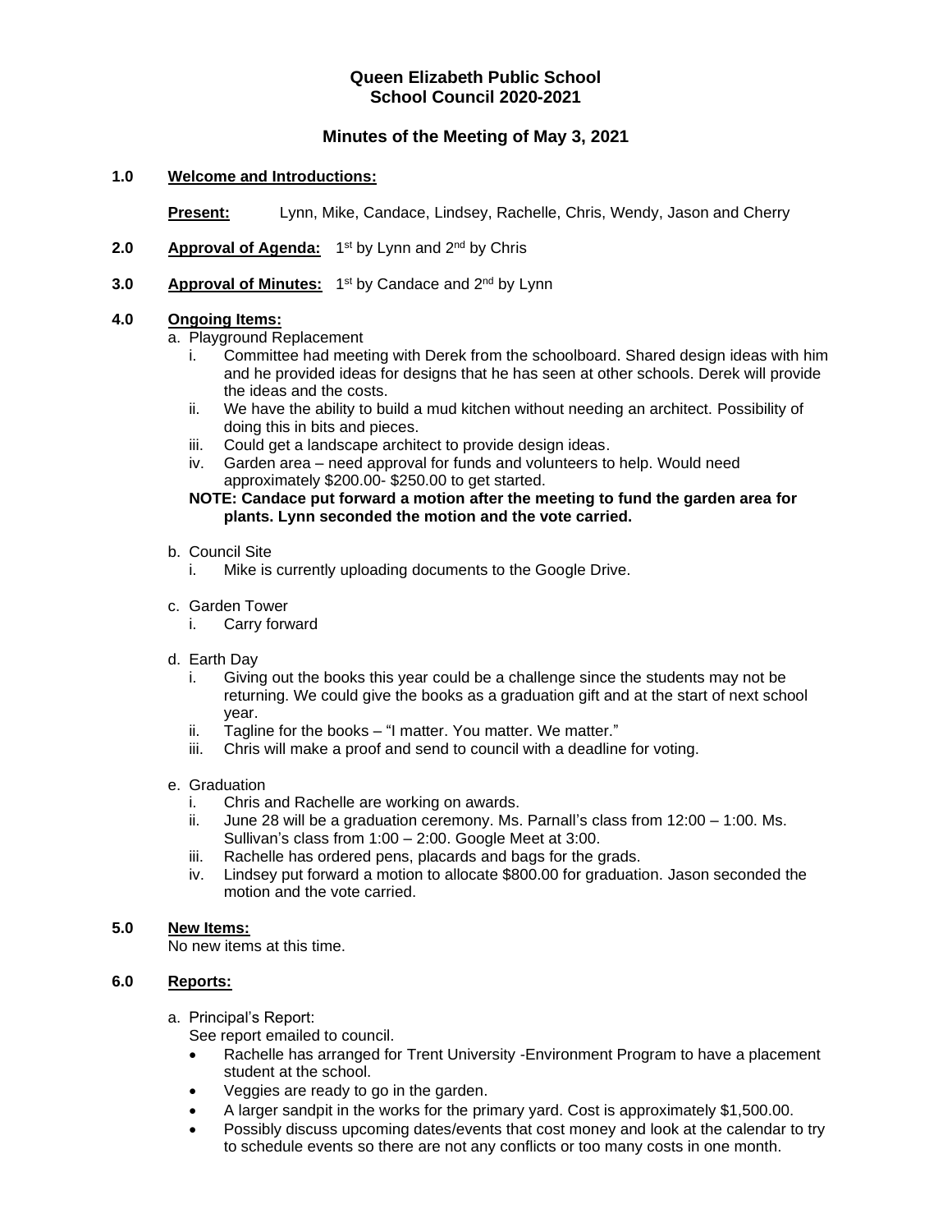# Queen Elizabeth Public School
# School Council 2020-2021

## Minutes of the Meeting of May 3, 2021

**1.0 Welcome and Introductions:**

**Present:** Lynn, Mike, Candace, Lindsey, Rachelle, Chris, Wendy, Jason and Cherry

**2.0 Approval of Agenda:** 1st by Lynn and 2nd by Chris

**3.0 Approval of Minutes:** 1st by Candace and 2nd by Lynn

**4.0 Ongoing Items:**

a. Playground Replacement
   i. Committee had meeting with Derek from the schoolboard. Shared design ideas with him and he provided ideas for designs that he has seen at other schools. Derek will provide the ideas and the costs.
   ii. We have the ability to build a mud kitchen without needing an architect. Possibility of doing this in bits and pieces.
   iii. Could get a landscape architect to provide design ideas.
   iv. Garden area – need approval for funds and volunteers to help. Would need approximately $200.00- $250.00 to get started.

   **NOTE: Candace put forward a motion after the meeting to fund the garden area for plants. Lynn seconded the motion and the vote carried.**

b. Council Site
   i. Mike is currently uploading documents to the Google Drive.

c. Garden Tower
   i. Carry forward

d. Earth Day
   i. Giving out the books this year could be a challenge since the students may not be returning. We could give the books as a graduation gift and at the start of next school year.
   ii. Tagline for the books – "I matter. You matter. We matter."
   iii. Chris will make a proof and send to council with a deadline for voting.

e. Graduation
   i. Chris and Rachelle are working on awards.
   ii. June 28 will be a graduation ceremony. Ms. Parnall's class from 12:00 – 1:00. Ms. Sullivan's class from 1:00 – 2:00. Google Meet at 3:00.
   iii. Rachelle has ordered pens, placards and bags for the grads.
   iv. Lindsey put forward a motion to allocate $800.00 for graduation. Jason seconded the motion and the vote carried.

**5.0 New Items:**

No new items at this time.

**6.0 Reports:**

a. Principal's Report:
   See report emailed to council.
   - Rachelle has arranged for Trent University -Environment Program to have a placement student at the school.
   - Veggies are ready to go in the garden.
   - A larger sandpit in the works for the primary yard. Cost is approximately $1,500.00.
   - Possibly discuss upcoming dates/events that cost money and look at the calendar to try to schedule events so there are not any conflicts or too many costs in one month.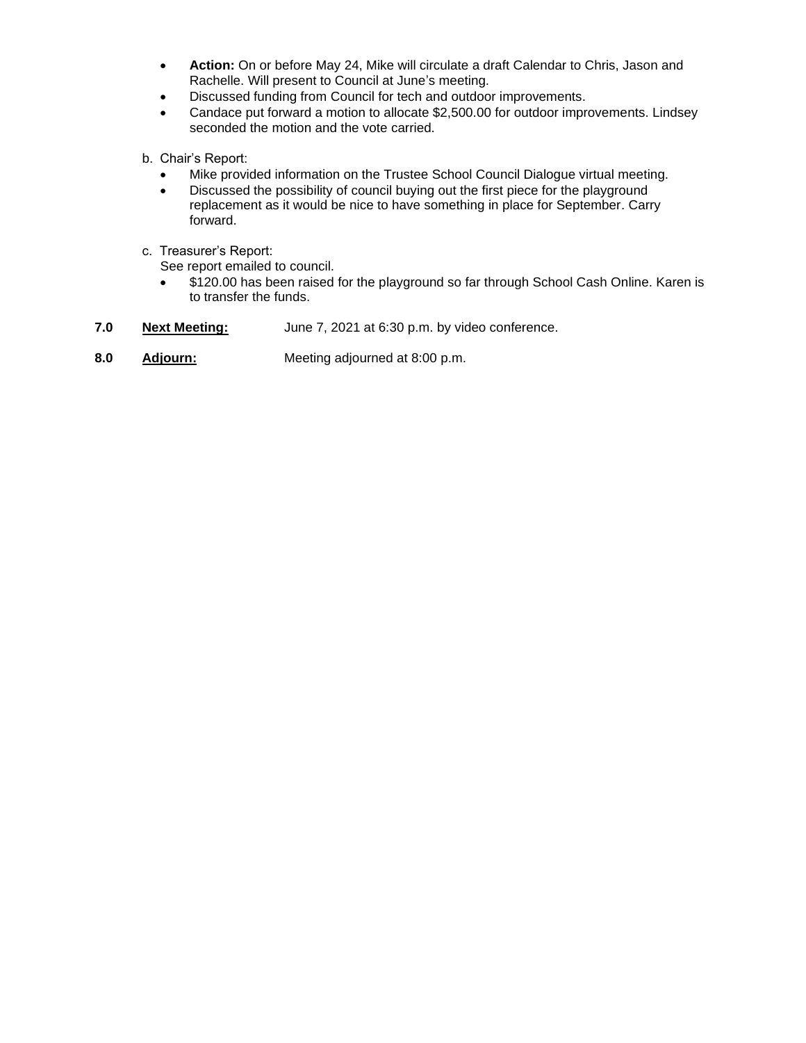- **Action:** On or before May 24, Mike will circulate a draft Calendar to Chris, Jason and Rachelle. Will present to Council at June's meeting.
- Discussed funding from Council for tech and outdoor improvements.
- Candace put forward a motion to allocate $2,500.00 for outdoor improvements. Lindsey seconded the motion and the vote carried.

b. Chair's Report:

- Mike provided information on the Trustee School Council Dialogue virtual meeting.
- Discussed the possibility of council buying out the first piece for the playground replacement as it would be nice to have something in place for September. Carry forward.

c. Treasurer's Report:
See report emailed to council.

- $120.00 has been raised for the playground so far through School Cash Online. Karen is to transfer the funds.

**7.0** **<u>Next Meeting:</u>** June 7, 2021 at 6:30 p.m. by video conference.

**8.0** **<u>Adjourn:</u>** Meeting adjourned at 8:00 p.m.